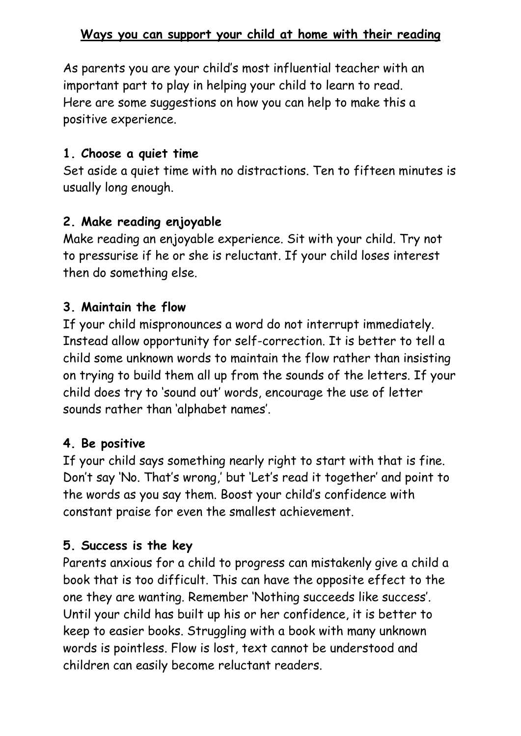## Ways you can support your child at home with their reading

As parents you are your child's most influential teacher with an important part to play in helping your child to learn to read.
Here are some suggestions on how you can help to make this a positive experience.

### 1. Choose a quiet time

Set aside a quiet time with no distractions. Ten to fifteen minutes is usually long enough.

### 2. Make reading enjoyable

Make reading an enjoyable experience. Sit with your child. Try not to pressurise if he or she is reluctant. If your child loses interest then do something else.

### 3. Maintain the flow

If your child mispronounces a word do not interrupt immediately. Instead allow opportunity for self-correction. It is better to tell a child some unknown words to maintain the flow rather than insisting on trying to build them all up from the sounds of the letters. If your child does try to 'sound out' words, encourage the use of letter sounds rather than 'alphabet names'.

### 4. Be positive

If your child says something nearly right to start with that is fine. Don't say 'No. That's wrong,' but 'Let's read it together' and point to the words as you say them. Boost your child's confidence with constant praise for even the smallest achievement.

### 5. Success is the key

Parents anxious for a child to progress can mistakenly give a child a book that is too difficult. This can have the opposite effect to the one they are wanting. Remember 'Nothing succeeds like success'. Until your child has built up his or her confidence, it is better to keep to easier books. Struggling with a book with many unknown words is pointless. Flow is lost, text cannot be understood and children can easily become reluctant readers.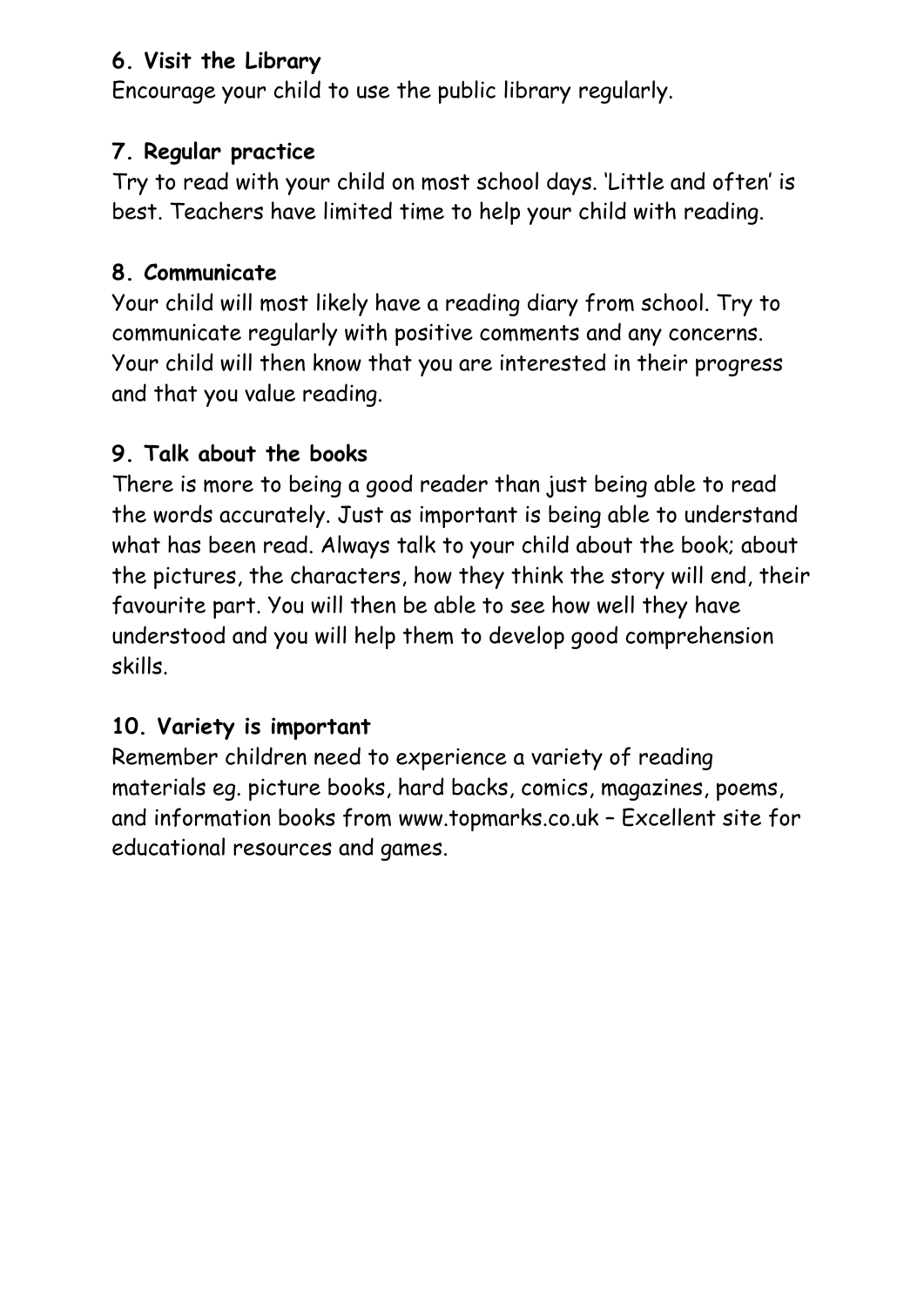**6. Visit the Library**

Encourage your child to use the public library regularly.

**7. Regular practice**

Try to read with your child on most school days. 'Little and often' is best. Teachers have limited time to help your child with reading.

**8. Communicate**

Your child will most likely have a reading diary from school. Try to communicate regularly with positive comments and any concerns. Your child will then know that you are interested in their progress and that you value reading.

**9. Talk about the books**

There is more to being a good reader than just being able to read the words accurately. Just as important is being able to understand what has been read. Always talk to your child about the book; about the pictures, the characters, how they think the story will end, their favourite part. You will then be able to see how well they have understood and you will help them to develop good comprehension skills.

**10. Variety is important**

Remember children need to experience a variety of reading materials eg. picture books, hard backs, comics, magazines, poems, and information books from www.topmarks.co.uk – Excellent site for educational resources and games.